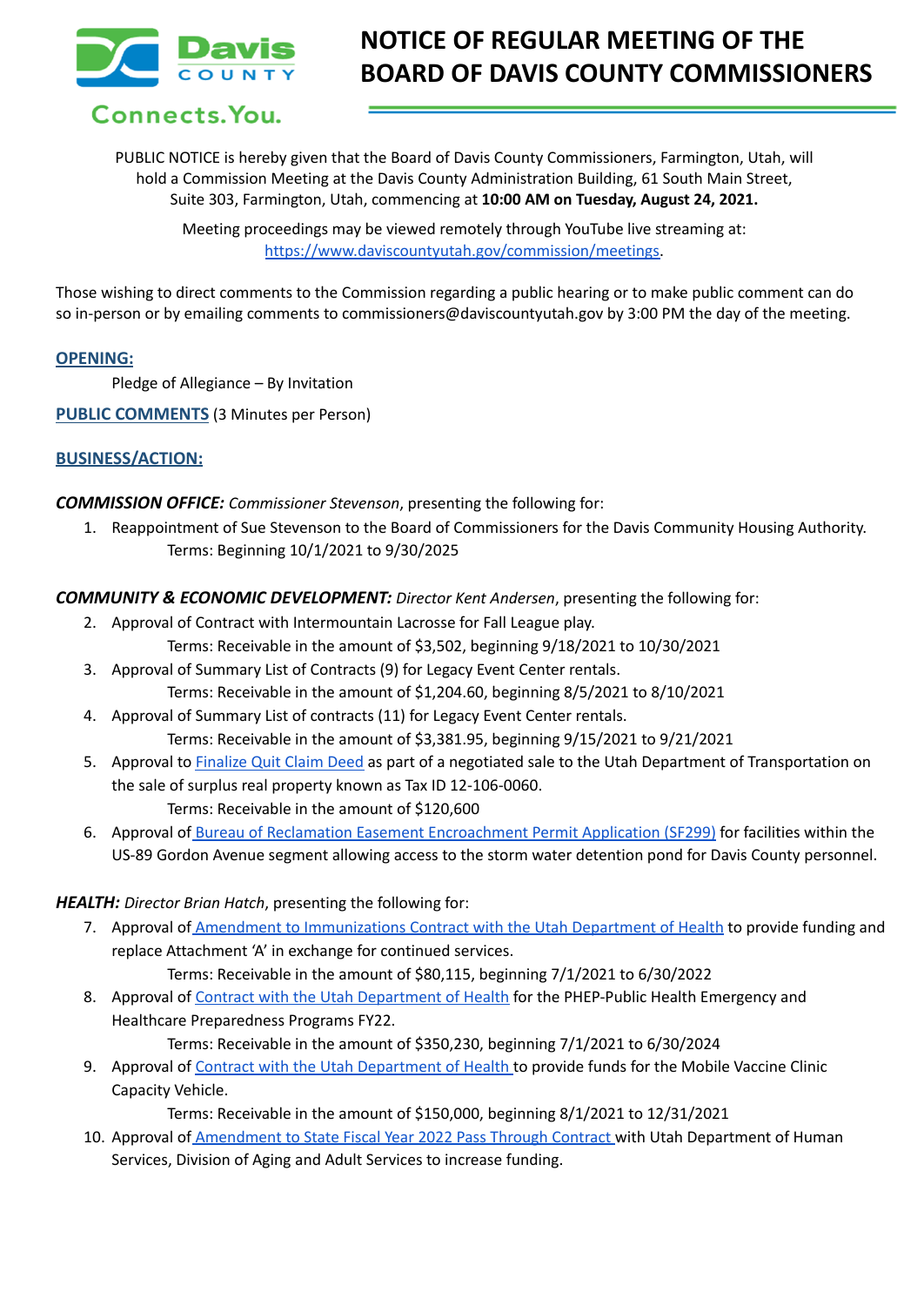Davis COUNTY

Connects.You.

# NOTICE OF REGULAR MEETING OF THE BOARD OF DAVIS COUNTY COMMISSIONERS

PUBLIC NOTICE is hereby given that the Board of Davis County Commissioners, Farmington, Utah, will hold a Commission Meeting at the Davis County Administration Building, 61 South Main Street, Suite 303, Farmington, Utah, commencing at **10:00 AM on Tuesday, August 24, 2021.**

Meeting proceedings may be viewed remotely through YouTube live streaming at: https://www.daviscountyutah.gov/commission/meetings.

Those wishing to direct comments to the Commission regarding a public hearing or to make public comment can do so in-person or by emailing comments to commissioners@daviscountyutah.gov by 3:00 PM the day of the meeting.

## OPENING:

Pledge of Allegiance – By Invitation

## PUBLIC COMMENTS (3 Minutes per Person)

## BUSINESS/ACTION:

***COMMISSION OFFICE:*** *Commissioner Stevenson*, presenting the following for:

1. Reappointment of Sue Stevenson to the Board of Commissioners for the Davis Community Housing Authority.
   Terms: Beginning 10/1/2021 to 9/30/2025

***COMMUNITY & ECONOMIC DEVELOPMENT:*** *Director Kent Andersen*, presenting the following for:

2. Approval of Contract with Intermountain Lacrosse for Fall League play.
   Terms: Receivable in the amount of $3,502, beginning 9/18/2021 to 10/30/2021
3. Approval of Summary List of Contracts (9) for Legacy Event Center rentals.
   Terms: Receivable in the amount of $1,204.60, beginning 8/5/2021 to 8/10/2021
4. Approval of Summary List of contracts (11) for Legacy Event Center rentals.
   Terms: Receivable in the amount of $3,381.95, beginning 9/15/2021 to 9/21/2021
5. Approval to Finalize Quit Claim Deed as part of a negotiated sale to the Utah Department of Transportation on the sale of surplus real property known as Tax ID 12-106-0060.
   Terms: Receivable in the amount of $120,600
6. Approval of Bureau of Reclamation Easement Encroachment Permit Application (SF299) for facilities within the US-89 Gordon Avenue segment allowing access to the storm water detention pond for Davis County personnel.

***HEALTH:*** *Director Brian Hatch*, presenting the following for:

7. Approval of Amendment to Immunizations Contract with the Utah Department of Health to provide funding and replace Attachment 'A' in exchange for continued services.
   Terms: Receivable in the amount of $80,115, beginning 7/1/2021 to 6/30/2022
8. Approval of Contract with the Utah Department of Health for the PHEP-Public Health Emergency and Healthcare Preparedness Programs FY22.
   Terms: Receivable in the amount of $350,230, beginning 7/1/2021 to 6/30/2024
9. Approval of Contract with the Utah Department of Health to provide funds for the Mobile Vaccine Clinic Capacity Vehicle.
   Terms: Receivable in the amount of $150,000, beginning 8/1/2021 to 12/31/2021
10. Approval of Amendment to State Fiscal Year 2022 Pass Through Contract with Utah Department of Human Services, Division of Aging and Adult Services to increase funding.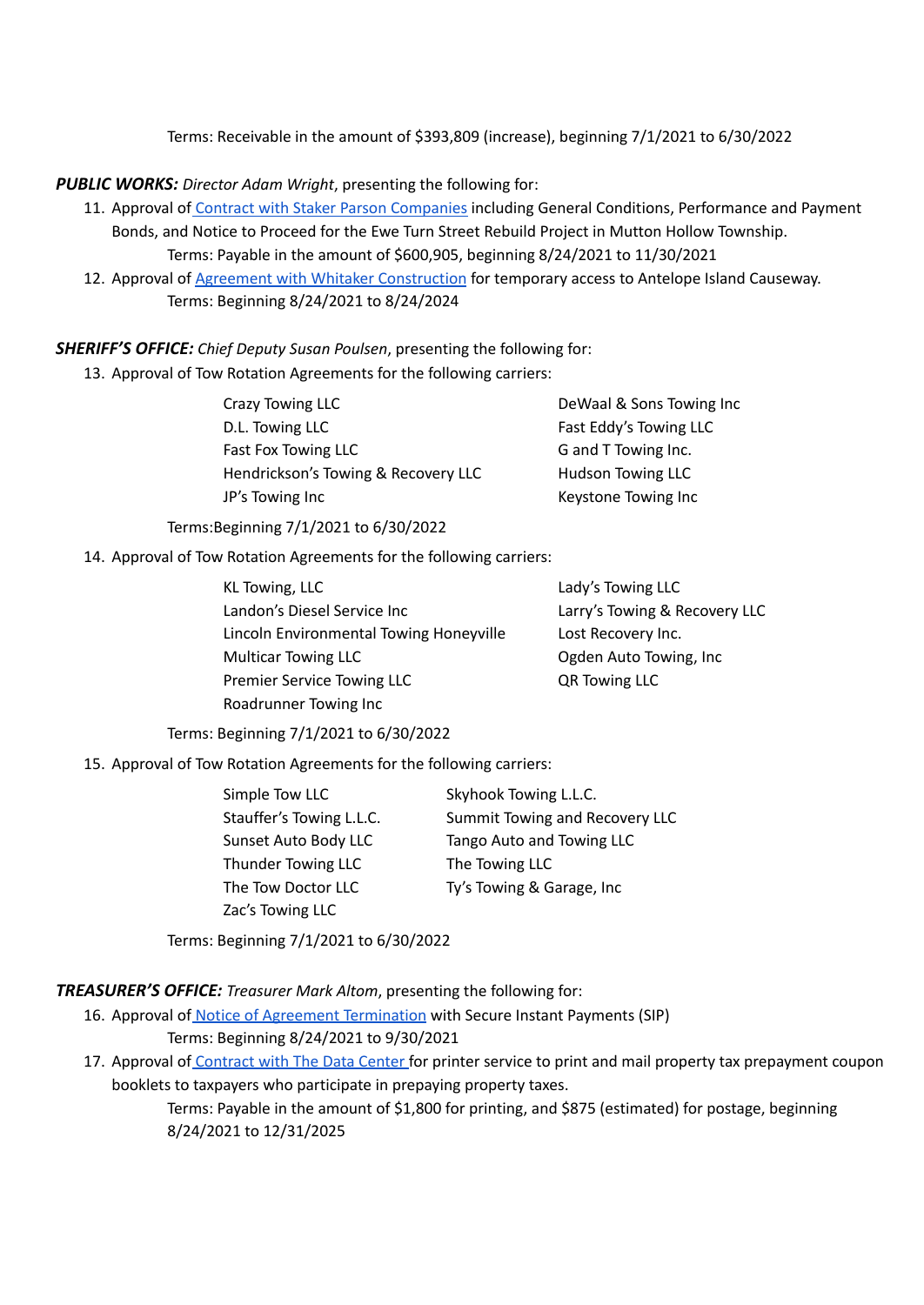Terms: Receivable in the amount of $393,809 (increase), beginning 7/1/2021 to 6/30/2022

***PUBLIC WORKS:*** *Director Adam Wright*, presenting the following for:

11. Approval of Contract with Staker Parson Companies including General Conditions, Performance and Payment Bonds, and Notice to Proceed for the Ewe Turn Street Rebuild Project in Mutton Hollow Township.
    Terms: Payable in the amount of $600,905, beginning 8/24/2021 to 11/30/2021
12. Approval of Agreement with Whitaker Construction for temporary access to Antelope Island Causeway.
    Terms: Beginning 8/24/2021 to 8/24/2024

***SHERIFF'S OFFICE:*** *Chief Deputy Susan Poulsen*, presenting the following for:

13. Approval of Tow Rotation Agreements for the following carriers:
    - Crazy Towing LLC
    - DeWaal & Sons Towing Inc
    - D.L. Towing LLC
    - Fast Eddy's Towing LLC
    - Fast Fox Towing LLC
    - G and T Towing Inc.
    - Hendrickson's Towing & Recovery LLC
    - Hudson Towing LLC
    - JP's Towing Inc
    - Keystone Towing Inc

    Terms:Beginning 7/1/2021 to 6/30/2022
14. Approval of Tow Rotation Agreements for the following carriers:
    - KL Towing, LLC
    - Lady's Towing LLC
    - Landon's Diesel Service Inc
    - Larry's Towing & Recovery LLC
    - Lincoln Environmental Towing Honeyville
    - Lost Recovery Inc.
    - Multicar Towing LLC
    - Ogden Auto Towing, Inc
    - Premier Service Towing LLC
    - QR Towing LLC
    - Roadrunner Towing Inc

    Terms: Beginning 7/1/2021 to 6/30/2022
15. Approval of Tow Rotation Agreements for the following carriers:
    - Simple Tow LLC
    - Skyhook Towing L.L.C.
    - Stauffer's Towing L.L.C.
    - Summit Towing and Recovery LLC
    - Sunset Auto Body LLC
    - Tango Auto and Towing LLC
    - Thunder Towing LLC
    - The Towing LLC
    - The Tow Doctor LLC
    - Ty's Towing & Garage, Inc
    - Zac's Towing LLC

    Terms: Beginning 7/1/2021 to 6/30/2022

***TREASURER'S OFFICE:*** *Treasurer Mark Altom*, presenting the following for:

16. Approval of Notice of Agreement Termination with Secure Instant Payments (SIP)
    Terms: Beginning 8/24/2021 to 9/30/2021
17. Approval of Contract with The Data Center for printer service to print and mail property tax prepayment coupon booklets to taxpayers who participate in prepaying property taxes.
    Terms: Payable in the amount of $1,800 for printing, and $875 (estimated) for postage, beginning 8/24/2021 to 12/31/2025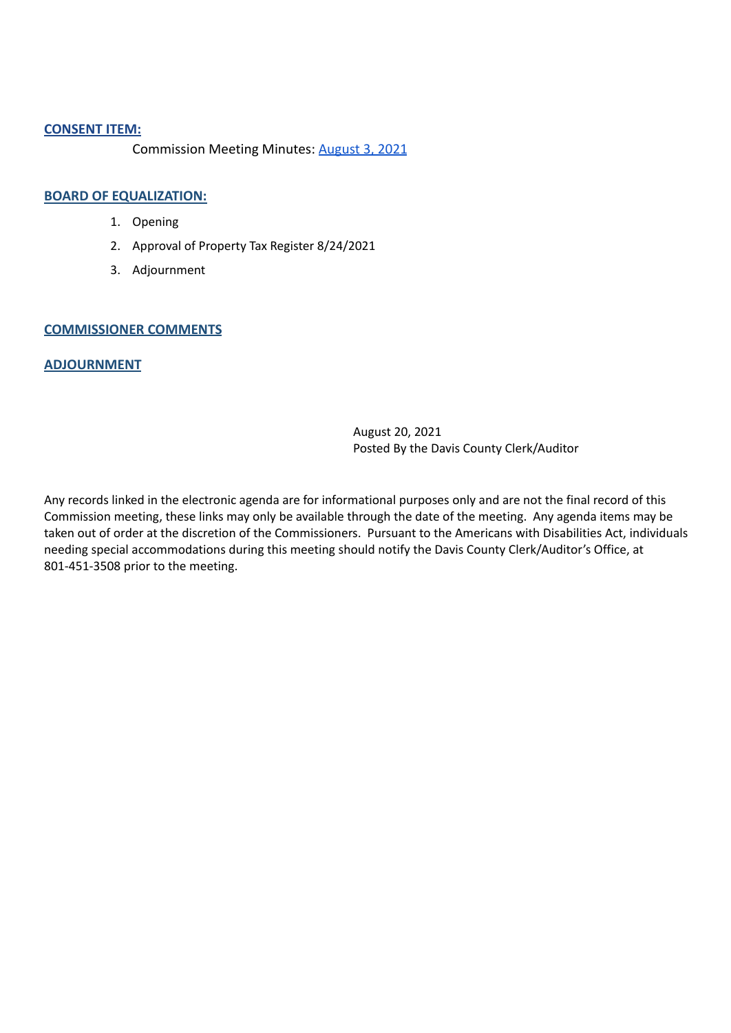**CONSENT ITEM:**

Commission Meeting Minutes: August 3, 2021

**BOARD OF EQUALIZATION:**

1. Opening
2. Approval of Property Tax Register 8/24/2021
3. Adjournment

**COMMISSIONER COMMENTS**

**ADJOURNMENT**

August 20, 2021
Posted By the Davis County Clerk/Auditor

Any records linked in the electronic agenda are for informational purposes only and are not the final record of this Commission meeting, these links may only be available through the date of the meeting. Any agenda items may be taken out of order at the discretion of the Commissioners. Pursuant to the Americans with Disabilities Act, individuals needing special accommodations during this meeting should notify the Davis County Clerk/Auditor's Office, at 801-451-3508 prior to the meeting.